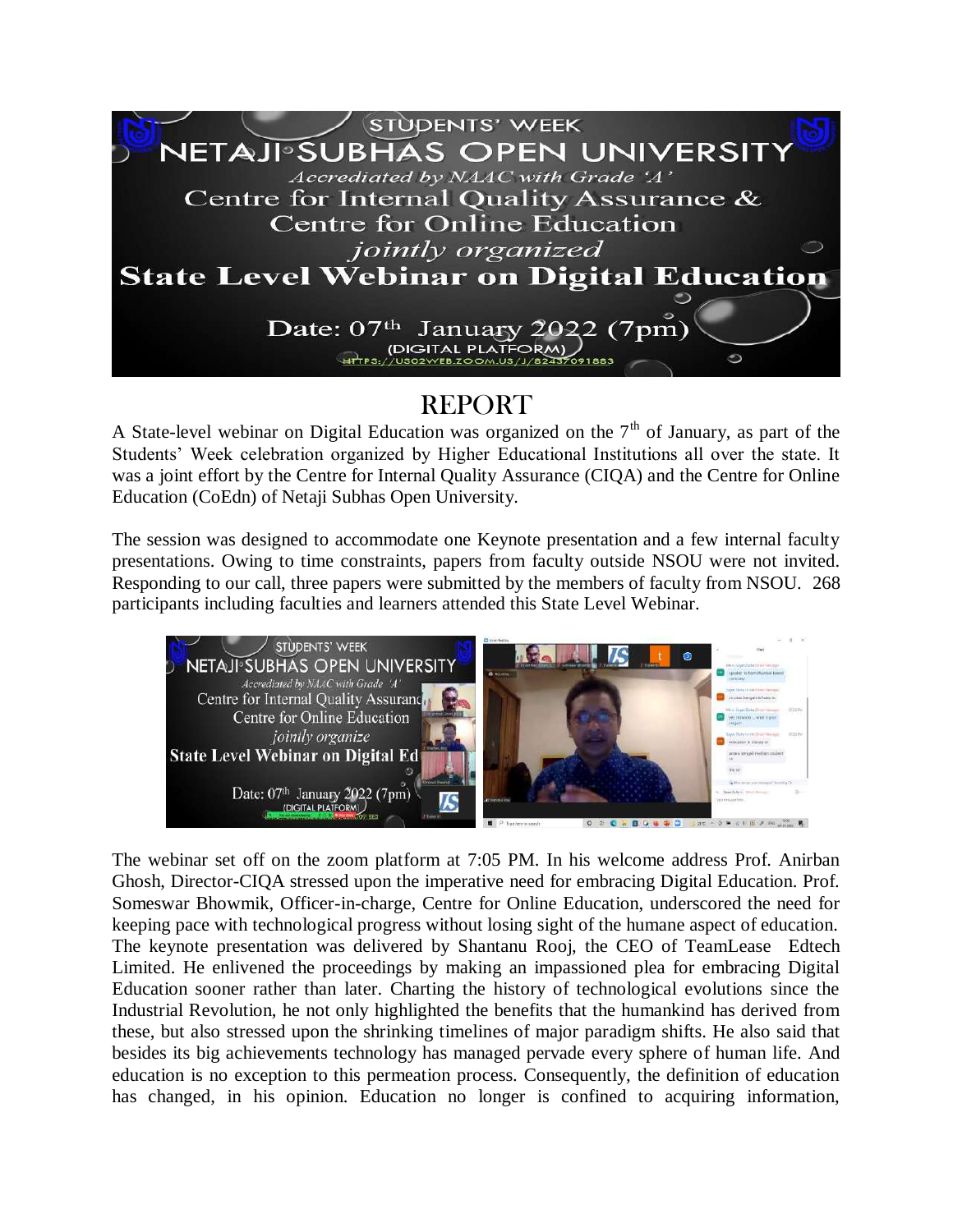STUDENTS' WEEK

NETAJI SUBHAS OPEN UNIVERSITY

*Accredited by NAAC with Grade 'A'*

Centre for Internal Quality Assurance &
Centre for Online Education

*jointly organized*

**State Level Webinar on Digital Education**

Date: 07th January 2022 (7pm)

(DIGITAL PLATFORM)

HTTPS://US02WEB.ZOOM.US/J/82437091883

# REPORT

A State-level webinar on Digital Education was organized on the 7th of January, as part of the Students' Week celebration organized by Higher Educational Institutions all over the state. It was a joint effort by the Centre for Internal Quality Assurance (CIQA) and the Centre for Online Education (CoEdn) of Netaji Subhas Open University.

The session was designed to accommodate one Keynote presentation and a few internal faculty presentations. Owing to time constraints, papers from faculty outside NSOU were not invited. Responding to our call, three papers were submitted by the members of faculty from NSOU. 268 participants including faculties and learners attended this State Level Webinar.

The webinar set off on the zoom platform at 7:05 PM. In his welcome address Prof. Anirban Ghosh, Director-CIQA stressed upon the imperative need for embracing Digital Education. Prof. Someswar Bhowmik, Officer-in-charge, Centre for Online Education, underscored the need for keeping pace with technological progress without losing sight of the humane aspect of education. The keynote presentation was delivered by Shantanu Rooj, the CEO of TeamLease Edtech Limited. He enlivened the proceedings by making an impassioned plea for embracing Digital Education sooner rather than later. Charting the history of technological evolutions since the Industrial Revolution, he not only highlighted the benefits that the humankind has derived from these, but also stressed upon the shrinking timelines of major paradigm shifts. He also said that besides its big achievements technology has managed pervade every sphere of human life. And education is no exception to this permeation process. Consequently, the definition of education has changed, in his opinion. Education no longer is confined to acquiring information,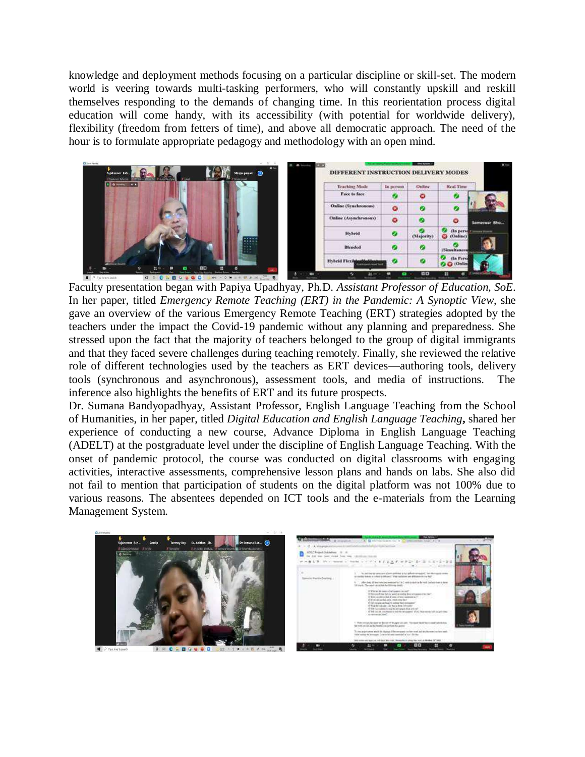knowledge and deployment methods focusing on a particular discipline or skill-set. The modern world is veering towards multi-tasking performers, who will constantly upskill and reskill themselves responding to the demands of changing time. In this reorientation process digital education will come handy, with its accessibility (with potential for worldwide delivery), flexibility (freedom from fetters of time), and above all democratic approach. The need of the hour is to formulate appropriate pedagogy and methodology with an open mind.

Faculty presentation began with Papiya Upadhyay, Ph.D. *Assistant Professor of Education, SoE*. In her paper, titled *Emergency Remote Teaching (ERT) in the Pandemic: A Synoptic View*, she gave an overview of the various Emergency Remote Teaching (ERT) strategies adopted by the teachers under the impact the Covid-19 pandemic without any planning and preparedness. She stressed upon the fact that the majority of teachers belonged to the group of digital immigrants and that they faced severe challenges during teaching remotely. Finally, she reviewed the relative role of different technologies used by the teachers as ERT devices—authoring tools, delivery tools (synchronous and asynchronous), assessment tools, and media of instructions. The inference also highlights the benefits of ERT and its future prospects.

Dr. Sumana Bandyopadhyay, Assistant Professor, English Language Teaching from the School of Humanities, in her paper, titled *Digital Education and English Language Teaching***,** shared her experience of conducting a new course, Advance Diploma in English Language Teaching (ADELT) at the postgraduate level under the discipline of English Language Teaching. With the onset of pandemic protocol, the course was conducted on digital classrooms with engaging activities, interactive assessments, comprehensive lesson plans and hands on labs. She also did not fail to mention that participation of students on the digital platform was not 100% due to various reasons. The absentees depended on ICT tools and the e-materials from the Learning Management System.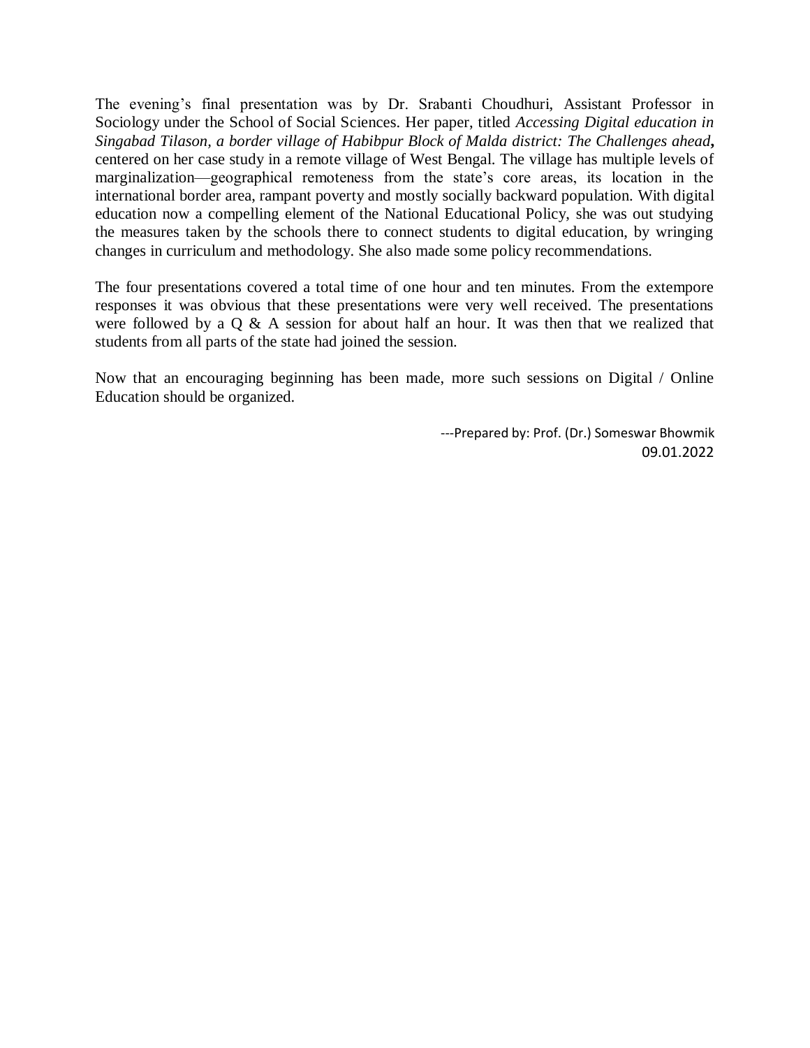The evening's final presentation was by Dr. Srabanti Choudhuri, Assistant Professor in Sociology under the School of Social Sciences. Her paper, titled *Accessing Digital education in Singabad Tilason, a border village of Habibpur Block of Malda district: The Challenges ahead*, centered on her case study in a remote village of West Bengal. The village has multiple levels of marginalization—geographical remoteness from the state's core areas, its location in the international border area, rampant poverty and mostly socially backward population. With digital education now a compelling element of the National Educational Policy, she was out studying the measures taken by the schools there to connect students to digital education, by wringing changes in curriculum and methodology. She also made some policy recommendations.

The four presentations covered a total time of one hour and ten minutes. From the extempore responses it was obvious that these presentations were very well received. The presentations were followed by a Q & A session for about half an hour. It was then that we realized that students from all parts of the state had joined the session.

Now that an encouraging beginning has been made, more such sessions on Digital / Online Education should be organized.

---Prepared by: Prof. (Dr.) Someswar Bhowmik
09.01.2022